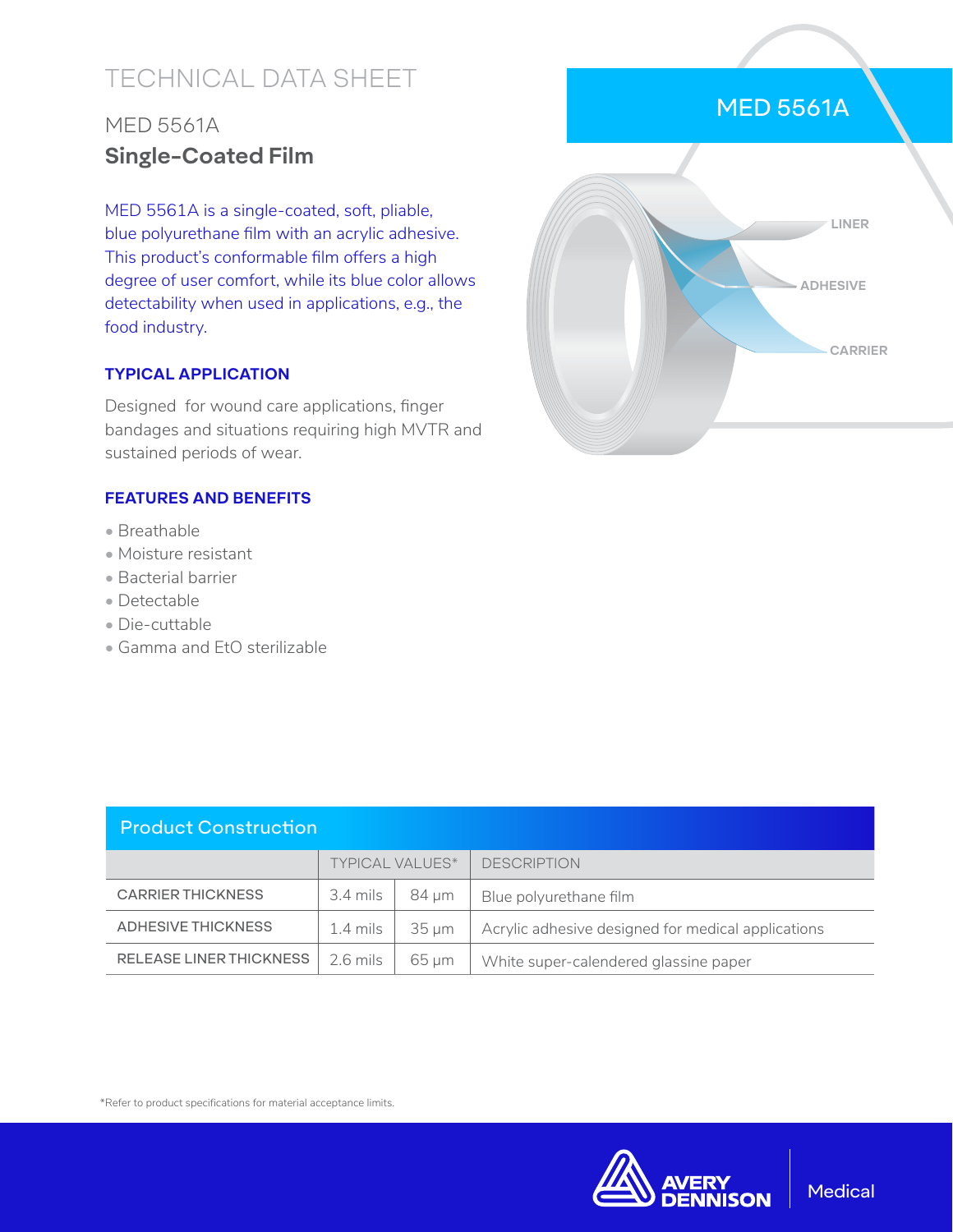# TECHNICAL DATA SHEET

## MED 5561A

## Single-Coated Film

MED 5561A is a single-coated, soft, pliable, blue polyurethane film with an acrylic adhesive. This product's conformable film offers a high degree of user comfort, while its blue color allows detectability when used in applications, e.g., the food industry.

### TYPICAL APPLICATION

Designed for wound care applications, finger bandages and situations requiring high MVTR and sustained periods of wear.

### FEATURES AND BENEFITS

- Breathable
- Moisture resistant
- Bacterial barrier
- Detectable
- Die-cuttable
- Gamma and EtO sterilizable

MED 5561A

LINER

ADHESIVE

CARRIER

### Product Construction

| | TYPICAL VALUES* | | DESCRIPTION |
|---|---|---|---|
| CARRIER THICKNESS | 3.4 mils | 84 µm | Blue polyurethane film |
| ADHESIVE THICKNESS | 1.4 mils | 35 µm | Acrylic adhesive designed for medical applications |
| RELEASE LINER THICKNESS | 2.6 mils | 65 µm | White super-calendered glassine paper |

*Refer to product specifications for material acceptance limits.

AVERY DENNISON Medical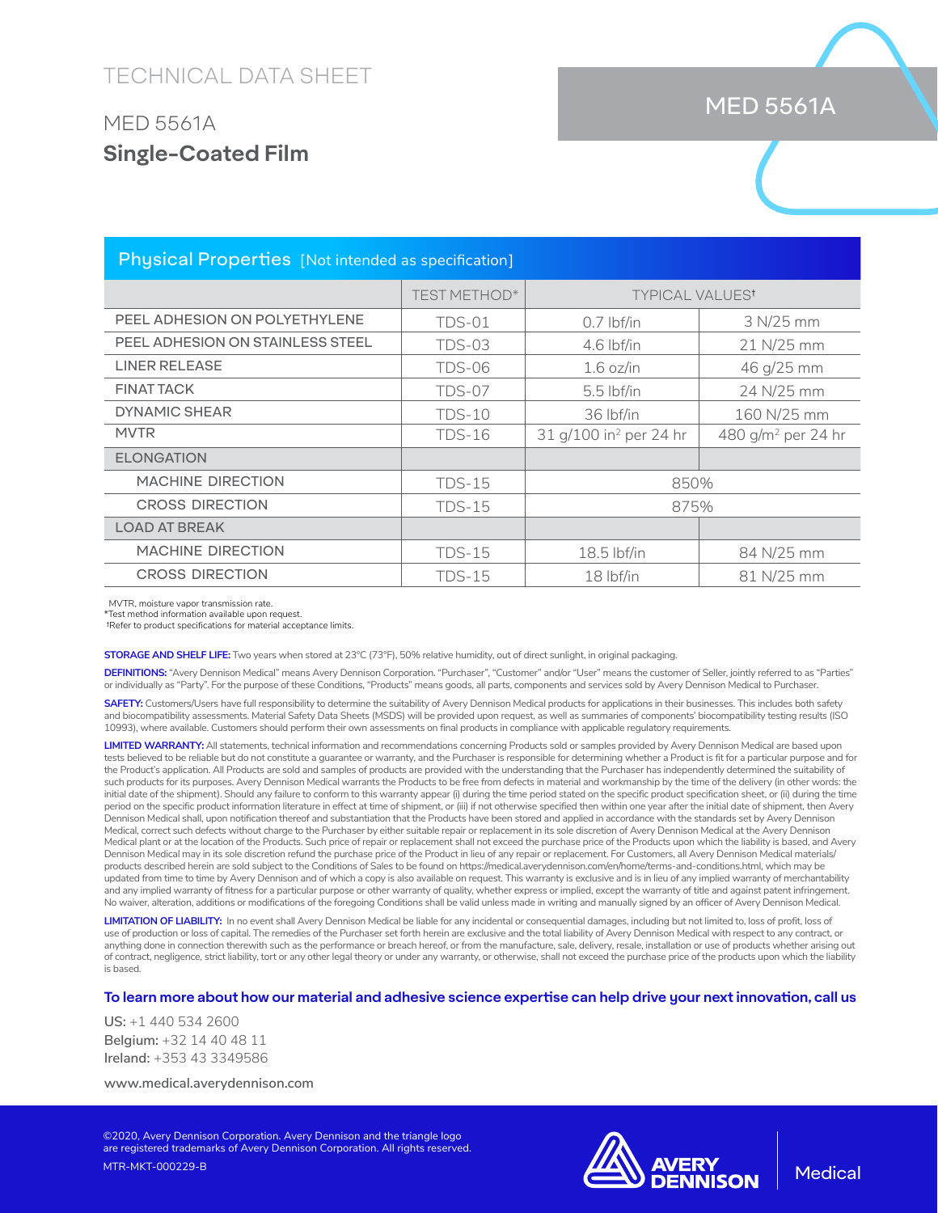# TECHNICAL DATA SHEET

## MED 5561A

## **Single-Coated Film**

MED 5561A

### Physical Properties [Not intended as specification]

| | TEST METHOD* | TYPICAL VALUES† | |
|---|---|---|---|
| PEEL ADHESION ON POLYETHYLENE | TDS-01 | 0.7 lbf/in | 3 N/25 mm |
| PEEL ADHESION ON STAINLESS STEEL | TDS-03 | 4.6 lbf/in | 21 N/25 mm |
| LINER RELEASE | TDS-06 | 1.6 oz/in | 46 g/25 mm |
| FINAT TACK | TDS-07 | 5.5 lbf/in | 24 N/25 mm |
| DYNAMIC SHEAR | TDS-10 | 36 lbf/in | 160 N/25 mm |
| MVTR | TDS-16 | 31 g/100 $in^2$ per 24 hr | 480 $g/m^2$ per 24 hr |
| ELONGATION | | | |
| MACHINE DIRECTION | TDS-15 | 850% | |
| CROSS DIRECTION | TDS-15 | 875% | |
| LOAD AT BREAK | | | |
| MACHINE DIRECTION | TDS-15 | 18.5 lbf/in | 84 N/25 mm |
| CROSS DIRECTION | TDS-15 | 18 lbf/in | 81 N/25 mm |

MVTR, moisture vapor transmission rate.
*Test method information available upon request.
†Refer to product specifications for material acceptance limits.

**STORAGE AND SHELF LIFE:** Two years when stored at 23°C (73°F), 50% relative humidity, out of direct sunlight, in original packaging.

**DEFINITIONS:** "Avery Dennison Medical" means Avery Dennison Corporation. "Purchaser", "Customer" and/or "User" means the customer of Seller, jointly referred to as "Parties" or individually as "Party". For the purpose of these Conditions, "Products" means goods, all parts, components and services sold by Avery Dennison Medical to Purchaser.

**SAFETY:** Customers/Users have full responsibility to determine the suitability of Avery Dennison Medical products for applications in their businesses. This includes both safety and biocompatibility assessments. Material Safety Data Sheets (MSDS) will be provided upon request, as well as summaries of components' biocompatibility testing results (ISO 10993), where available. Customers should perform their own assessments on final products in compliance with applicable regulatory requirements.

**LIMITED WARRANTY:** All statements, technical information and recommendations concerning Products sold or samples provided by Avery Dennison Medical are based upon tests believed to be reliable but do not constitute a guarantee or warranty, and the Purchaser is responsible for determining whether a Product is fit for a particular purpose and for the Product's application. All Products are sold and samples of products are provided with the understanding that the Purchaser has independently determined the suitability of such products for its purposes. Avery Dennison Medical warrants the Products to be free from defects in material and workmanship by the time of the delivery (in other words: the initial date of the shipment). Should any failure to conform to this warranty appear (i) during the time period stated on the specific product specification sheet, or (ii) during the time period on the specific product information literature in effect at time of shipment, or (iii) if not otherwise specified then within one year after the initial date of shipment, then Avery Dennison Medical shall, upon notification thereof and substantiation that the Products have been stored and applied in accordance with the standards set by Avery Dennison Medical, correct such defects without charge to the Purchaser by either suitable repair or replacement in its sole discretion of Avery Dennison Medical at the Avery Dennison Medical plant or at the location of the Products. Such price of repair or replacement shall not exceed the purchase price of the Products upon which the liability is based, and Avery Dennison Medical may in its sole discretion refund the purchase price of the Product in lieu of any repair or replacement. For Customers, all Avery Dennison Medical materials/products described herein are sold subject to the Conditions of Sales to be found on https://medical.averydennison.com/en/home/terms-and-conditions.html, which may be updated from time to time by Avery Dennison and of which a copy is also available on request. This warranty is exclusive and is in lieu of any implied warranty of merchantability and any implied warranty of fitness for a particular purpose or other warranty of quality, whether express or implied, except the warranty of title and against patent infringement. No waiver, alteration, additions or modifications of the foregoing Conditions shall be valid unless made in writing and manually signed by an officer of Avery Dennison Medical.

**LIMITATION OF LIABILITY:** In no event shall Avery Dennison Medical be liable for any incidental or consequential damages, including but not limited to, loss of profit, loss of use of production or loss of capital. The remedies of the Purchaser set forth herein are exclusive and the total liability of Avery Dennison Medical with respect to any contract, or anything done in connection therewith such as the performance or breach hereof, or from the manufacture, sale, delivery, resale, installation or use of products whether arising out of contract, negligence, strict liability, tort or any other legal theory or under any warranty, or otherwise, shall not exceed the purchase price of the products upon which the liability is based.

**To learn more about how our material and adhesive science expertise can help drive your next innovation, call us**

**US:** +1 440 534 2600
**Belgium:** +32 14 40 48 11
**Ireland:** +353 43 3349586

www.medical.averydennison.com

©2020, Avery Dennison Corporation. Avery Dennison and the triangle logo are registered trademarks of Avery Dennison Corporation. All rights reserved.

MTR-MKT-000229-B

AVERY DENNISON Medical